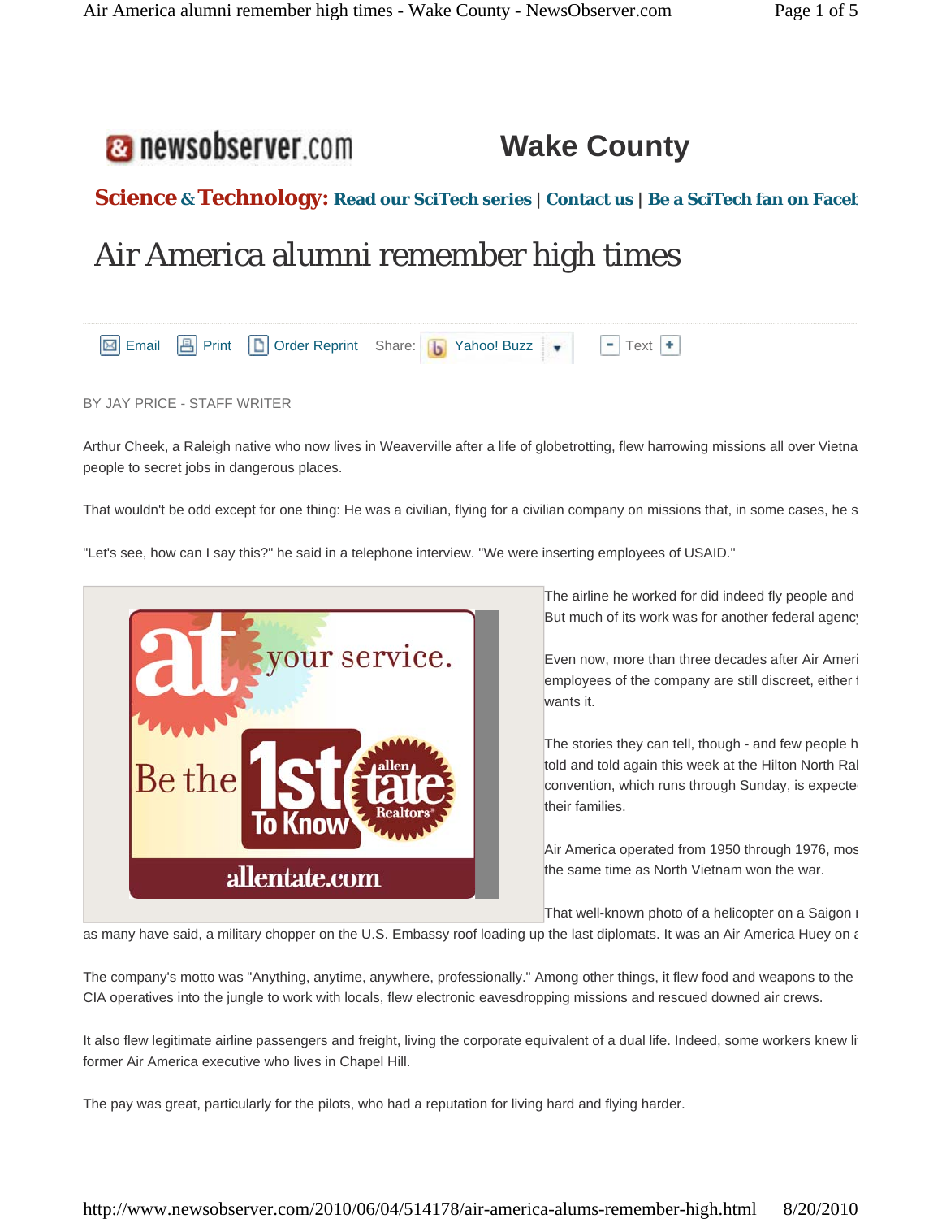newsobserver.com

Wake County

**Science & Technology:** Read our SciTech series | Contact us | Be a SciTech fan on Faceb

# Air America alumni remember high times

Email Print Order Reprint Share: Yahoo! Buzz - Text +

BY JAY PRICE - STAFF WRITER

Arthur Cheek, a Raleigh native who now lives in Weaverville after a life of globetrotting, flew harrowing missions all over Vietna people to secret jobs in dangerous places.

That wouldn't be odd except for one thing: He was a civilian, flying for a civilian company on missions that, in some cases, he s

"Let's see, how can I say this?" he said in a telephone interview. "We were inserting employees of USAID."

The airline he worked for did indeed fly people and But much of its work was for another federal agency

Even now, more than three decades after Air Ameri employees of the company are still discreet, either f wants it.

The stories they can tell, though - and few people h told and told again this week at the Hilton North Ral convention, which runs through Sunday, is expecte their families.

Air America operated from 1950 through 1976, mos the same time as North Vietnam won the war.

That well-known photo of a helicopter on a Saigon r as many have said, a military chopper on the U.S. Embassy roof loading up the last diplomats. It was an Air America Huey on a

The company's motto was "Anything, anytime, anywhere, professionally." Among other things, it flew food and weapons to the CIA operatives into the jungle to work with locals, flew electronic eavesdropping missions and rescued downed air crews.

It also flew legitimate airline passengers and freight, living the corporate equivalent of a dual life. Indeed, some workers knew li former Air America executive who lives in Chapel Hill.

The pay was great, particularly for the pilots, who had a reputation for living hard and flying harder.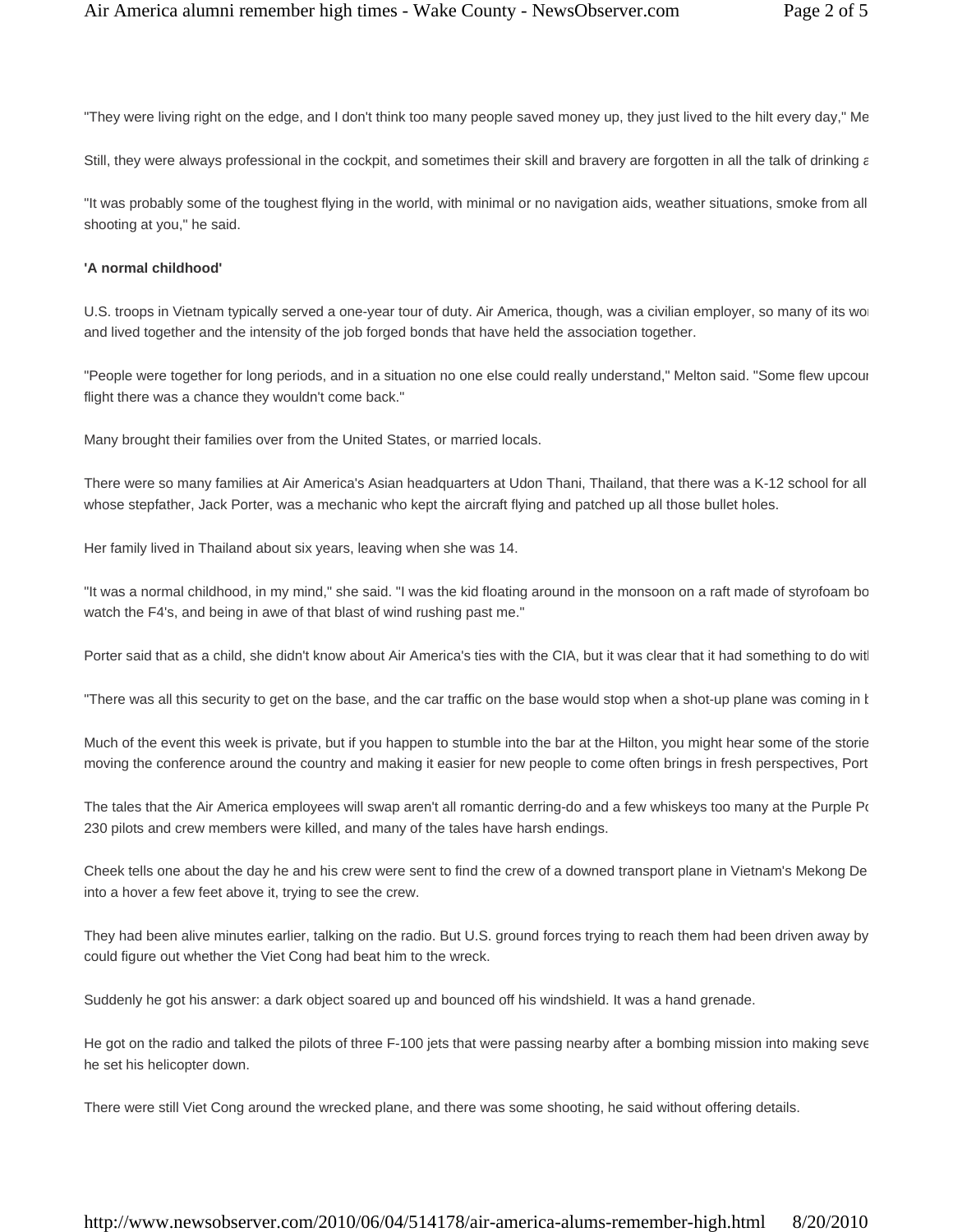"They were living right on the edge, and I don't think too many people saved money up, they just lived to the hilt every day," Me

Still, they were always professional in the cockpit, and sometimes their skill and bravery are forgotten in all the talk of drinking a

"It was probably some of the toughest flying in the world, with minimal or no navigation aids, weather situations, smoke from all shooting at you," he said.

**'A normal childhood'**

U.S. troops in Vietnam typically served a one-year tour of duty. Air America, though, was a civilian employer, so many of its wor and lived together and the intensity of the job forged bonds that have held the association together.

"People were together for long periods, and in a situation no one else could really understand," Melton said. "Some flew upcour flight there was a chance they wouldn't come back."

Many brought their families over from the United States, or married locals.

There were so many families at Air America's Asian headquarters at Udon Thani, Thailand, that there was a K-12 school for all whose stepfather, Jack Porter, was a mechanic who kept the aircraft flying and patched up all those bullet holes.

Her family lived in Thailand about six years, leaving when she was 14.

"It was a normal childhood, in my mind," she said. "I was the kid floating around in the monsoon on a raft made of styrofoam bo watch the F4's, and being in awe of that blast of wind rushing past me."

Porter said that as a child, she didn't know about Air America's ties with the CIA, but it was clear that it had something to do witl

"There was all this security to get on the base, and the car traffic on the base would stop when a shot-up plane was coming in b

Much of the event this week is private, but if you happen to stumble into the bar at the Hilton, you might hear some of the storie moving the conference around the country and making it easier for new people to come often brings in fresh perspectives, Port

The tales that the Air America employees will swap aren't all romantic derring-do and a few whiskeys too many at the Purple Pc 230 pilots and crew members were killed, and many of the tales have harsh endings.

Cheek tells one about the day he and his crew were sent to find the crew of a downed transport plane in Vietnam's Mekong De into a hover a few feet above it, trying to see the crew.

They had been alive minutes earlier, talking on the radio. But U.S. ground forces trying to reach them had been driven away by could figure out whether the Viet Cong had beat him to the wreck.

Suddenly he got his answer: a dark object soared up and bounced off his windshield. It was a hand grenade.

He got on the radio and talked the pilots of three F-100 jets that were passing nearby after a bombing mission into making seve he set his helicopter down.

There were still Viet Cong around the wrecked plane, and there was some shooting, he said without offering details.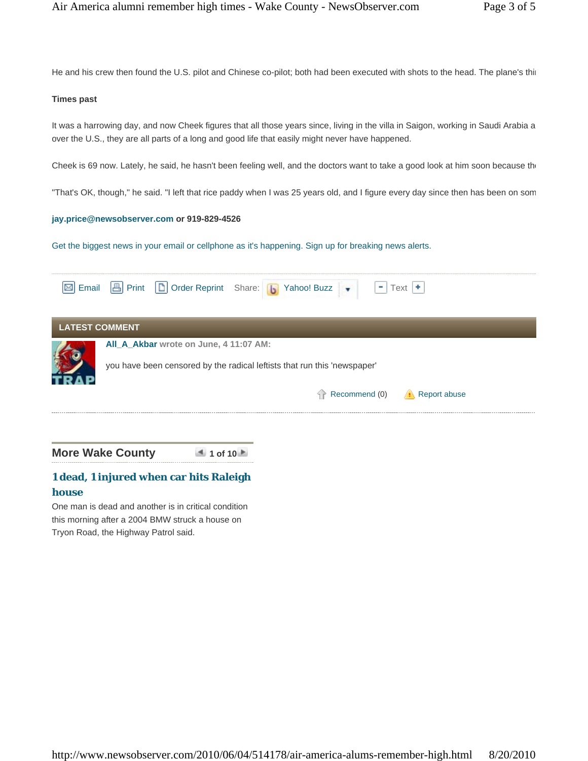He and his crew then found the U.S. pilot and Chinese co-pilot; both had been executed with shots to the head. The plane's thi

**Times past**

It was a harrowing day, and now Cheek figures that all those years since, living in the villa in Saigon, working in Saudi Arabia a over the U.S., they are all parts of a long and good life that easily might never have happened.

Cheek is 69 now. Lately, he said, he hasn't been feeling well, and the doctors want to take a good look at him soon because th

"That's OK, though," he said. "I left that rice paddy when I was 25 years old, and I figure every day since then has been on som

**jay.price@newsobserver.com or 919-829-4526**

Get the biggest news in your email or cellphone as it's happening. Sign up for breaking news alerts.

Email Print Order Reprint Share: Yahoo! Buzz - Text +

## LATEST COMMENT

**All_A_Akbar wrote on June, 4 11:07 AM:**

you have been censored by the radical leftists that run this 'newspaper'

Recommend (0) Report abuse

## More Wake County

1 of 10

### 1 dead, 1 injured when car hits Raleigh house

One man is dead and another is in critical condition this morning after a 2004 BMW struck a house on Tryon Road, the Highway Patrol said.